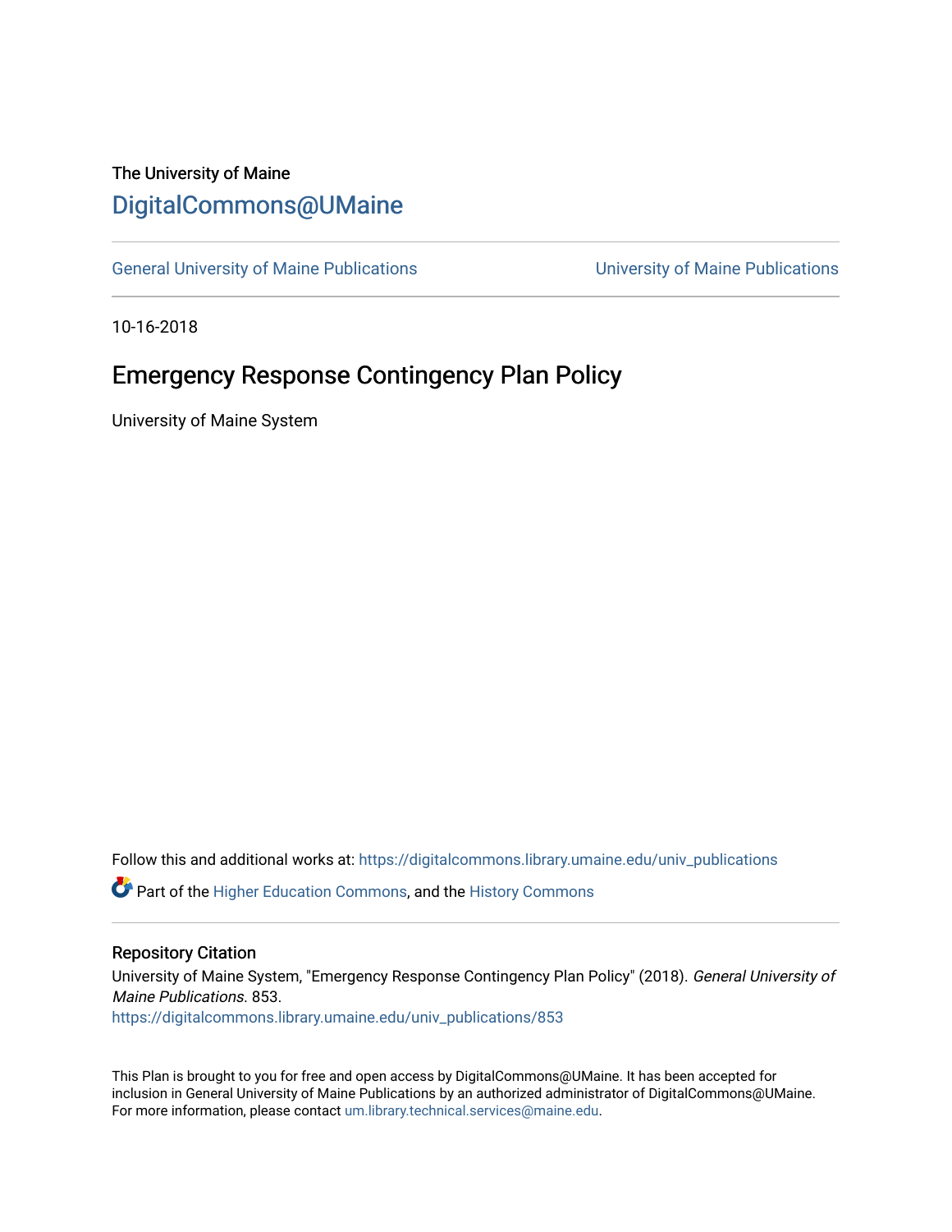The University of Maine

DigitalCommons@UMaine

General University of Maine Publications | University of Maine Publications

10-16-2018

# Emergency Response Contingency Plan Policy

University of Maine System

Follow this and additional works at: https://digitalcommons.library.umaine.edu/univ_publications

Part of the Higher Education Commons, and the History Commons

## Repository Citation

University of Maine System, "Emergency Response Contingency Plan Policy" (2018). *General University of Maine Publications*. 853.
https://digitalcommons.library.umaine.edu/univ_publications/853

This Plan is brought to you for free and open access by DigitalCommons@UMaine. It has been accepted for inclusion in General University of Maine Publications by an authorized administrator of DigitalCommons@UMaine. For more information, please contact um.library.technical.services@maine.edu.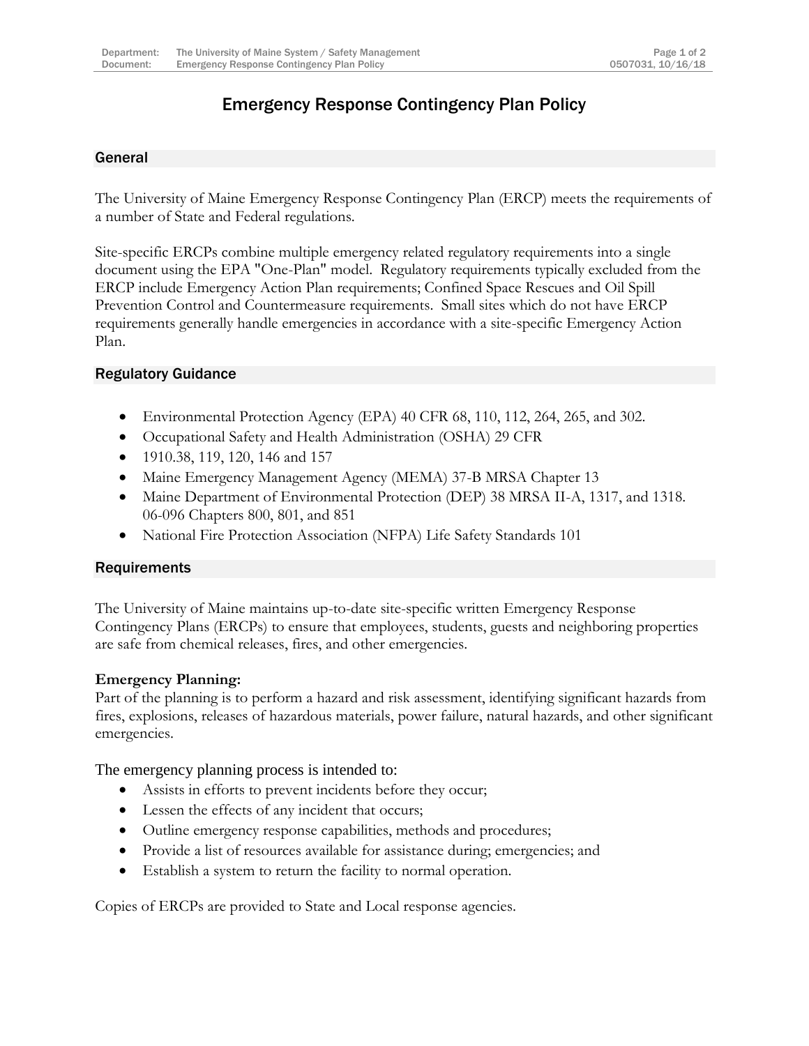# Emergency Response Contingency Plan Policy

## General

The University of Maine Emergency Response Contingency Plan (ERCP) meets the requirements of a number of State and Federal regulations.

Site-specific ERCPs combine multiple emergency related regulatory requirements into a single document using the EPA "One-Plan" model. Regulatory requirements typically excluded from the ERCP include Emergency Action Plan requirements; Confined Space Rescues and Oil Spill Prevention Control and Countermeasure requirements. Small sites which do not have ERCP requirements generally handle emergencies in accordance with a site-specific Emergency Action Plan.

## Regulatory Guidance

- Environmental Protection Agency (EPA) 40 CFR 68, 110, 112, 264, 265, and 302.
- Occupational Safety and Health Administration (OSHA) 29 CFR
- 1910.38, 119, 120, 146 and 157
- Maine Emergency Management Agency (MEMA) 37-B MRSA Chapter 13
- Maine Department of Environmental Protection (DEP) 38 MRSA II-A, 1317, and 1318. 06-096 Chapters 800, 801, and 851
- National Fire Protection Association (NFPA) Life Safety Standards 101

## Requirements

The University of Maine maintains up-to-date site-specific written Emergency Response Contingency Plans (ERCPs) to ensure that employees, students, guests and neighboring properties are safe from chemical releases, fires, and other emergencies.

**Emergency Planning:**
Part of the planning is to perform a hazard and risk assessment, identifying significant hazards from fires, explosions, releases of hazardous materials, power failure, natural hazards, and other significant emergencies.

The emergency planning process is intended to:

- Assists in efforts to prevent incidents before they occur;
- Lessen the effects of any incident that occurs;
- Outline emergency response capabilities, methods and procedures;
- Provide a list of resources available for assistance during; emergencies; and
- Establish a system to return the facility to normal operation.

Copies of ERCPs are provided to State and Local response agencies.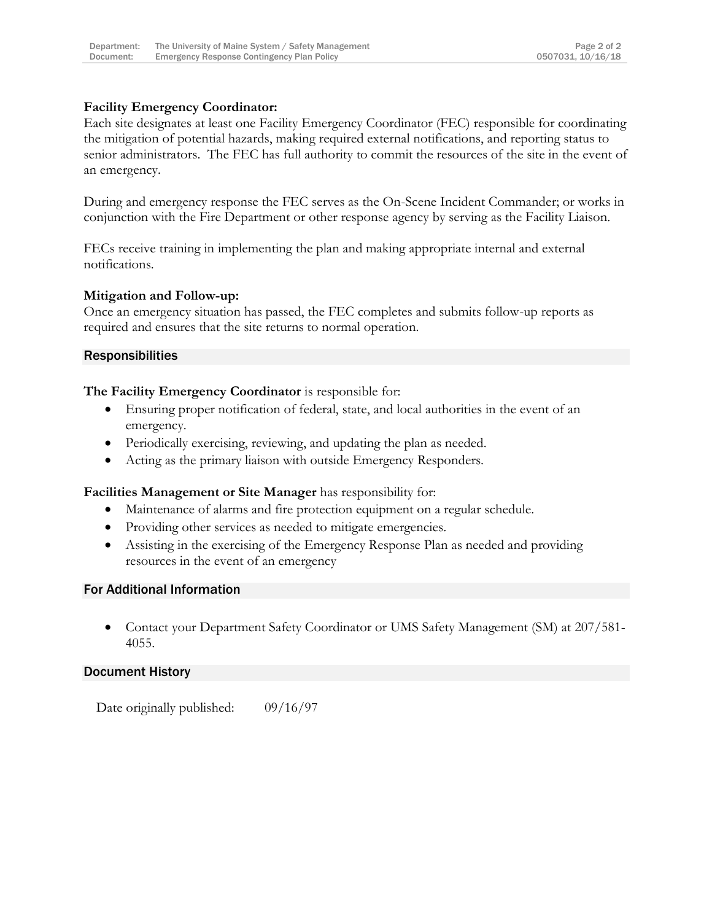**Facility Emergency Coordinator:**
Each site designates at least one Facility Emergency Coordinator (FEC) responsible for coordinating the mitigation of potential hazards, making required external notifications, and reporting status to senior administrators. The FEC has full authority to commit the resources of the site in the event of an emergency.

During and emergency response the FEC serves as the On-Scene Incident Commander; or works in conjunction with the Fire Department or other response agency by serving as the Facility Liaison.

FECs receive training in implementing the plan and making appropriate internal and external notifications.

**Mitigation and Follow-up:**
Once an emergency situation has passed, the FEC completes and submits follow-up reports as required and ensures that the site returns to normal operation.

## Responsibilities

**The Facility Emergency Coordinator** is responsible for:

- Ensuring proper notification of federal, state, and local authorities in the event of an emergency.
- Periodically exercising, reviewing, and updating the plan as needed.
- Acting as the primary liaison with outside Emergency Responders.

**Facilities Management or Site Manager** has responsibility for:

- Maintenance of alarms and fire protection equipment on a regular schedule.
- Providing other services as needed to mitigate emergencies.
- Assisting in the exercising of the Emergency Response Plan as needed and providing resources in the event of an emergency

## For Additional Information

- Contact your Department Safety Coordinator or UMS Safety Management (SM) at 207/581-4055.

## Document History

Date originally published: 09/16/97